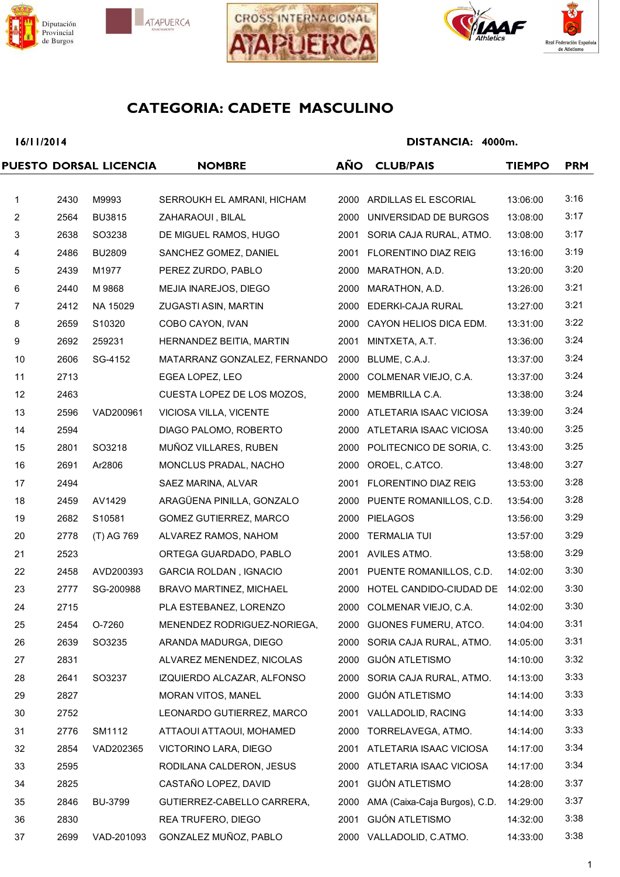# CATEGORIA: CADETE MASCULINO

**16/11/2014** **DISTANCIA: 4000m.**

| PUESTO | DORSAL | LICENCIA | NOMBRE | AÑO | CLUB/PAIS | TIEMPO | PRM |
|---|---|---|---|---|---|---|---|
| 1 | 2430 | M9993 | SERROUKH EL AMRANI, HICHAM | 2000 | ARDILLAS EL ESCORIAL | 13:06:00 | 3:16 |
| 2 | 2564 | BU3815 | ZAHARAOUI , BILAL | 2000 | UNIVERSIDAD DE BURGOS | 13:08:00 | 3:17 |
| 3 | 2638 | SO3238 | DE MIGUEL RAMOS, HUGO | 2001 | SORIA CAJA RURAL, ATMO. | 13:08:00 | 3:17 |
| 4 | 2486 | BU2809 | SANCHEZ GOMEZ, DANIEL | 2001 | FLORENTINO DIAZ REIG | 13:16:00 | 3:19 |
| 5 | 2439 | M1977 | PEREZ ZURDO, PABLO | 2000 | MARATHON, A.D. | 13:20:00 | 3:20 |
| 6 | 2440 | M 9868 | MEJIA INAREJOS, DIEGO | 2000 | MARATHON, A.D. | 13:26:00 | 3:21 |
| 7 | 2412 | NA 15029 | ZUGASTI ASIN, MARTIN | 2000 | EDERKI-CAJA RURAL | 13:27:00 | 3:21 |
| 8 | 2659 | S10320 | COBO CAYON, IVAN | 2000 | CAYON HELIOS DICA EDM. | 13:31:00 | 3:22 |
| 9 | 2692 | 259231 | HERNANDEZ BEITIA, MARTIN | 2001 | MINTXETA, A.T. | 13:36:00 | 3:24 |
| 10 | 2606 | SG-4152 | MATARRANZ GONZALEZ, FERNANDO | 2000 | BLUME, C.A.J. | 13:37:00 | 3:24 |
| 11 | 2713 | | EGEA LOPEZ, LEO | 2000 | COLMENAR VIEJO, C.A. | 13:37:00 | 3:24 |
| 12 | 2463 | | CUESTA LOPEZ DE LOS MOZOS, | 2000 | MEMBRILLA C.A. | 13:38:00 | 3:24 |
| 13 | 2596 | VAD200961 | VICIOSA VILLA, VICENTE | 2000 | ATLETARIA ISAAC VICIOSA | 13:39:00 | 3:24 |
| 14 | 2594 | | DIAGO PALOMO, ROBERTO | 2000 | ATLETARIA ISAAC VICIOSA | 13:40:00 | 3:25 |
| 15 | 2801 | SO3218 | MUÑOZ VILLARES, RUBEN | 2000 | POLITECNICO DE SORIA, C. | 13:43:00 | 3:25 |
| 16 | 2691 | Ar2806 | MONCLUS PRADAL, NACHO | 2000 | OROEL, C.ATCO. | 13:48:00 | 3:27 |
| 17 | 2494 | | SAEZ MARINA, ALVAR | 2001 | FLORENTINO DIAZ REIG | 13:53:00 | 3:28 |
| 18 | 2459 | AV1429 | ARAGÜENA PINILLA, GONZALO | 2000 | PUENTE ROMANILLOS, C.D. | 13:54:00 | 3:28 |
| 19 | 2682 | S10581 | GOMEZ GUTIERREZ, MARCO | 2000 | PIELAGOS | 13:56:00 | 3:29 |
| 20 | 2778 | (T) AG 769 | ALVAREZ RAMOS, NAHOM | 2000 | TERMALIA TUI | 13:57:00 | 3:29 |
| 21 | 2523 | | ORTEGA GUARDADO, PABLO | 2001 | AVILES ATMO. | 13:58:00 | 3:29 |
| 22 | 2458 | AVD200393 | GARCIA ROLDAN , IGNACIO | 2001 | PUENTE ROMANILLOS, C.D. | 14:02:00 | 3:30 |
| 23 | 2777 | SG-200988 | BRAVO MARTINEZ, MICHAEL | 2000 | HOTEL CANDIDO-CIUDAD DE | 14:02:00 | 3:30 |
| 24 | 2715 | | PLA ESTEBANEZ, LORENZO | 2000 | COLMENAR VIEJO, C.A. | 14:02:00 | 3:30 |
| 25 | 2454 | O-7260 | MENENDEZ RODRIGUEZ-NORIEGA, | 2000 | GIJONES FUMERU, ATCO. | 14:04:00 | 3:31 |
| 26 | 2639 | SO3235 | ARANDA MADURGA, DIEGO | 2000 | SORIA CAJA RURAL, ATMO. | 14:05:00 | 3:31 |
| 27 | 2831 | | ALVAREZ MENENDEZ, NICOLAS | 2000 | GIJÓN ATLETISMO | 14:10:00 | 3:32 |
| 28 | 2641 | SO3237 | IZQUIERDO ALCAZAR, ALFONSO | 2000 | SORIA CAJA RURAL, ATMO. | 14:13:00 | 3:33 |
| 29 | 2827 | | MORAN VITOS, MANEL | 2000 | GIJÓN ATLETISMO | 14:14:00 | 3:33 |
| 30 | 2752 | | LEONARDO GUTIERREZ, MARCO | 2001 | VALLADOLID, RACING | 14:14:00 | 3:33 |
| 31 | 2776 | SM1112 | ATTAOUI ATTAOUI, MOHAMED | 2000 | TORRELAVEGA, ATMO. | 14:14:00 | 3:33 |
| 32 | 2854 | VAD202365 | VICTORINO LARA, DIEGO | 2001 | ATLETARIA ISAAC VICIOSA | 14:17:00 | 3:34 |
| 33 | 2595 | | RODILANA CALDERON, JESUS | 2000 | ATLETARIA ISAAC VICIOSA | 14:17:00 | 3:34 |
| 34 | 2825 | | CASTAÑO LOPEZ, DAVID | 2001 | GIJÓN ATLETISMO | 14:28:00 | 3:37 |
| 35 | 2846 | BU-3799 | GUTIERREZ-CABELLO CARRERA, | 2000 | AMA (Caixa-Caja Burgos), C.D. | 14:29:00 | 3:37 |
| 36 | 2830 | | REA TRUFERO, DIEGO | 2001 | GIJÓN ATLETISMO | 14:32:00 | 3:38 |
| 37 | 2699 | VAD-201093 | GONZALEZ MUÑOZ, PABLO | 2000 | VALLADOLID, C.ATMO. | 14:33:00 | 3:38 |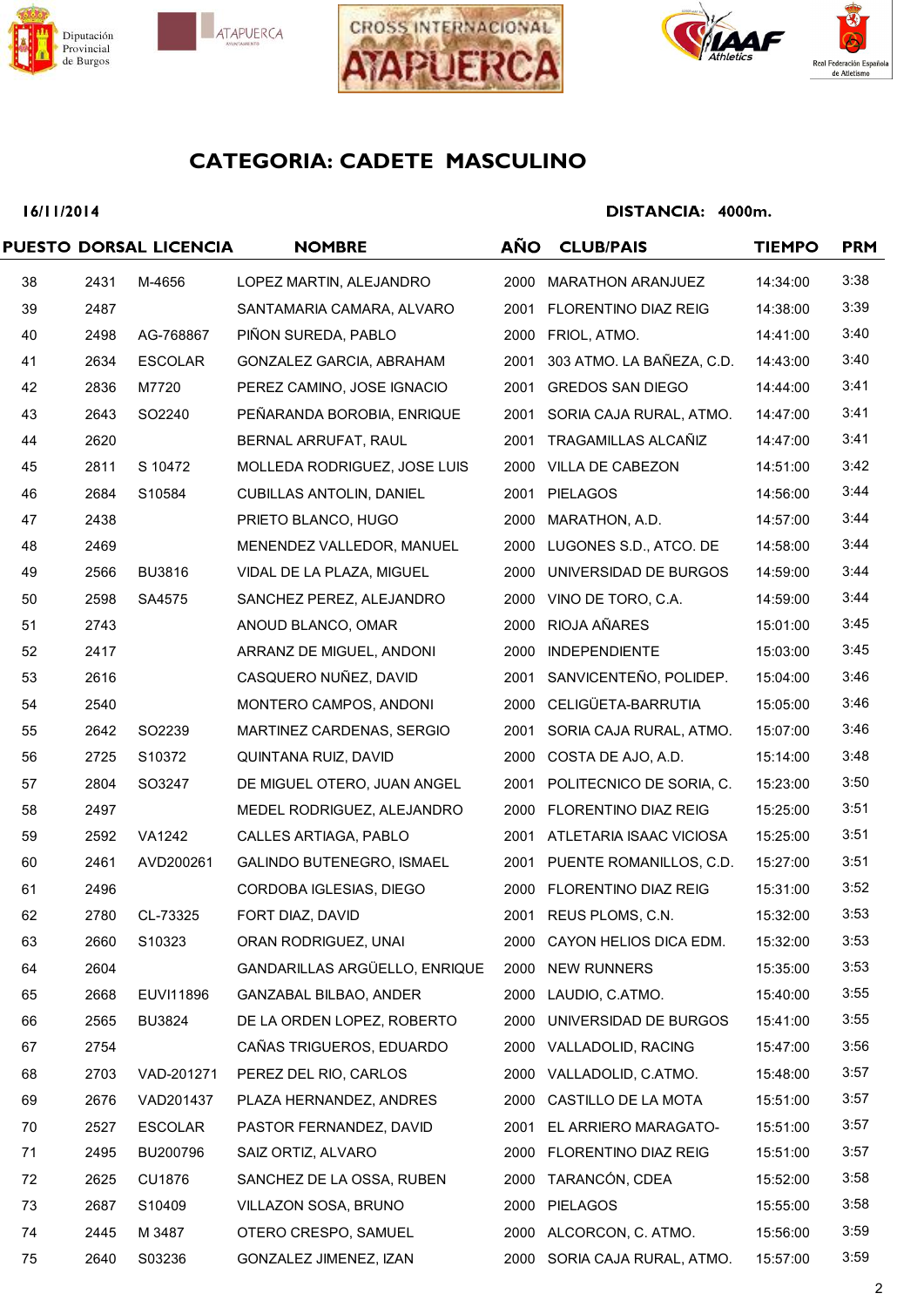## CATEGORIA: CADETE MASCULINO

**16/11/2014** **DISTANCIA: 4000m.**

| PUESTO | DORSAL | LICENCIA | NOMBRE | AÑO | CLUB/PAIS | TIEMPO | PRM |
|---|---|---|---|---|---|---|---|
| 38 | 2431 | M-4656 | LOPEZ MARTIN, ALEJANDRO | 2000 | MARATHON ARANJUEZ | 14:34:00 | 3:38 |
| 39 | 2487 | | SANTAMARIA CAMARA, ALVARO | 2001 | FLORENTINO DIAZ REIG | 14:38:00 | 3:39 |
| 40 | 2498 | AG-768867 | PIÑON SUREDA, PABLO | 2000 | FRIOL, ATMO. | 14:41:00 | 3:40 |
| 41 | 2634 | ESCOLAR | GONZALEZ GARCIA, ABRAHAM | 2001 | 303 ATMO. LA BAÑEZA, C.D. | 14:43:00 | 3:40 |
| 42 | 2836 | M7720 | PEREZ CAMINO, JOSE IGNACIO | 2001 | GREDOS SAN DIEGO | 14:44:00 | 3:41 |
| 43 | 2643 | SO2240 | PEÑARANDA BOROBIA, ENRIQUE | 2001 | SORIA CAJA RURAL, ATMO. | 14:47:00 | 3:41 |
| 44 | 2620 | | BERNAL ARRUFAT, RAUL | 2001 | TRAGAMILLAS ALCAÑIZ | 14:47:00 | 3:41 |
| 45 | 2811 | S 10472 | MOLLEDA RODRIGUEZ, JOSE LUIS | 2000 | VILLA DE CABEZON | 14:51:00 | 3:42 |
| 46 | 2684 | S10584 | CUBILLAS ANTOLIN, DANIEL | 2001 | PIELAGOS | 14:56:00 | 3:44 |
| 47 | 2438 | | PRIETO BLANCO, HUGO | 2000 | MARATHON, A.D. | 14:57:00 | 3:44 |
| 48 | 2469 | | MENENDEZ VALLEDOR, MANUEL | 2000 | LUGONES S.D., ATCO. DE | 14:58:00 | 3:44 |
| 49 | 2566 | BU3816 | VIDAL DE LA PLAZA, MIGUEL | 2000 | UNIVERSIDAD DE BURGOS | 14:59:00 | 3:44 |
| 50 | 2598 | SA4575 | SANCHEZ PEREZ, ALEJANDRO | 2000 | VINO DE TORO, C.A. | 14:59:00 | 3:44 |
| 51 | 2743 | | ANOUD BLANCO, OMAR | 2000 | RIOJA AÑARES | 15:01:00 | 3:45 |
| 52 | 2417 | | ARRANZ DE MIGUEL, ANDONI | 2000 | INDEPENDIENTE | 15:03:00 | 3:45 |
| 53 | 2616 | | CASQUERO NUÑEZ, DAVID | 2001 | SANVICENTEÑO, POLIDEP. | 15:04:00 | 3:46 |
| 54 | 2540 | | MONTERO CAMPOS, ANDONI | 2000 | CELIGÜETA-BARRUTIA | 15:05:00 | 3:46 |
| 55 | 2642 | SO2239 | MARTINEZ CARDENAS, SERGIO | 2001 | SORIA CAJA RURAL, ATMO. | 15:07:00 | 3:46 |
| 56 | 2725 | S10372 | QUINTANA RUIZ, DAVID | 2000 | COSTA DE AJO, A.D. | 15:14:00 | 3:48 |
| 57 | 2804 | SO3247 | DE MIGUEL OTERO, JUAN ANGEL | 2001 | POLITECNICO DE SORIA, C. | 15:23:00 | 3:50 |
| 58 | 2497 | | MEDEL RODRIGUEZ, ALEJANDRO | 2000 | FLORENTINO DIAZ REIG | 15:25:00 | 3:51 |
| 59 | 2592 | VA1242 | CALLES ARTIAGA, PABLO | 2001 | ATLETARIA ISAAC VICIOSA | 15:25:00 | 3:51 |
| 60 | 2461 | AVD200261 | GALINDO BUTENEGRO, ISMAEL | 2001 | PUENTE ROMANILLOS, C.D. | 15:27:00 | 3:51 |
| 61 | 2496 | | CORDOBA IGLESIAS, DIEGO | 2000 | FLORENTINO DIAZ REIG | 15:31:00 | 3:52 |
| 62 | 2780 | CL-73325 | FORT DIAZ, DAVID | 2001 | REUS PLOMS, C.N. | 15:32:00 | 3:53 |
| 63 | 2660 | S10323 | ORAN RODRIGUEZ, UNAI | 2000 | CAYON HELIOS DICA EDM. | 15:32:00 | 3:53 |
| 64 | 2604 | | GANDARILLAS ARGÜELLO, ENRIQUE | 2000 | NEW RUNNERS | 15:35:00 | 3:53 |
| 65 | 2668 | EUVI11896 | GANZABAL BILBAO, ANDER | 2000 | LAUDIO, C.ATMO. | 15:40:00 | 3:55 |
| 66 | 2565 | BU3824 | DE LA ORDEN LOPEZ, ROBERTO | 2000 | UNIVERSIDAD DE BURGOS | 15:41:00 | 3:55 |
| 67 | 2754 | | CAÑAS TRIGUEROS, EDUARDO | 2000 | VALLADOLID, RACING | 15:47:00 | 3:56 |
| 68 | 2703 | VAD-201271 | PEREZ DEL RIO, CARLOS | 2000 | VALLADOLID, C.ATMO. | 15:48:00 | 3:57 |
| 69 | 2676 | VAD201437 | PLAZA HERNANDEZ, ANDRES | 2000 | CASTILLO DE LA MOTA | 15:51:00 | 3:57 |
| 70 | 2527 | ESCOLAR | PASTOR FERNANDEZ, DAVID | 2001 | EL ARRIERO MARAGATO- | 15:51:00 | 3:57 |
| 71 | 2495 | BU200796 | SAIZ ORTIZ, ALVARO | 2000 | FLORENTINO DIAZ REIG | 15:51:00 | 3:57 |
| 72 | 2625 | CU1876 | SANCHEZ DE LA OSSA, RUBEN | 2000 | TARANCÓN, CDEA | 15:52:00 | 3:58 |
| 73 | 2687 | S10409 | VILLAZON SOSA, BRUNO | 2000 | PIELAGOS | 15:55:00 | 3:58 |
| 74 | 2445 | M 3487 | OTERO CRESPO, SAMUEL | 2000 | ALCORCON, C. ATMO. | 15:56:00 | 3:59 |
| 75 | 2640 | S03236 | GONZALEZ JIMENEZ, IZAN | 2000 | SORIA CAJA RURAL, ATMO. | 15:57:00 | 3:59 |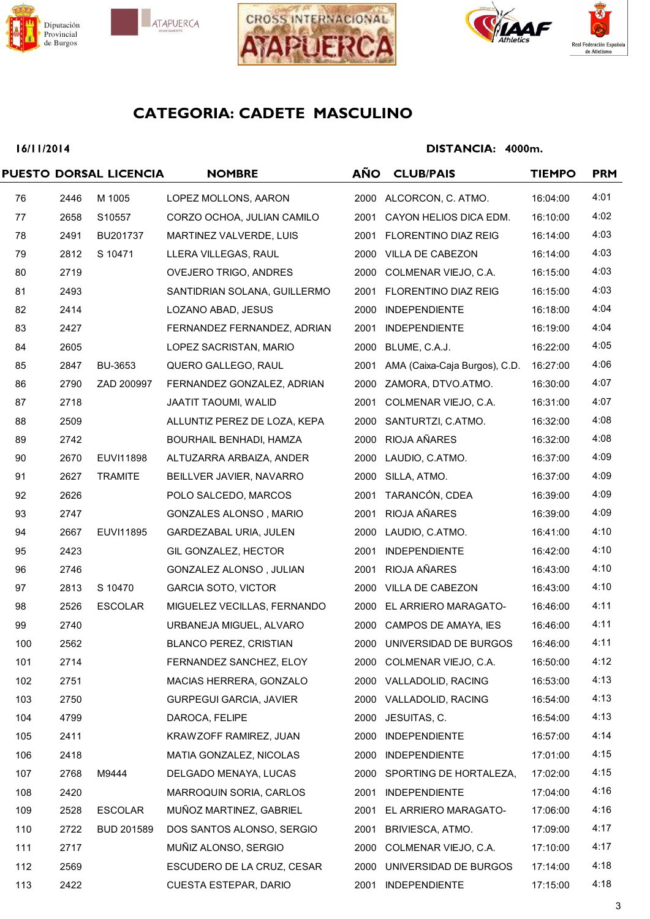## CATEGORIA: CADETE MASCULINO

**16/11/2014** **DISTANCIA: 4000m.**

| PUESTO | DORSAL | LICENCIA | NOMBRE | AÑO | CLUB/PAIS | TIEMPO | PRM |
|---|---|---|---|---|---|---|---|
| 76 | 2446 | M 1005 | LOPEZ MOLLONS, AARON | 2000 | ALCORCON, C. ATMO. | 16:04:00 | 4:01 |
| 77 | 2658 | S10557 | CORZO OCHOA, JULIAN CAMILO | 2001 | CAYON HELIOS DICA EDM. | 16:10:00 | 4:02 |
| 78 | 2491 | BU201737 | MARTINEZ VALVERDE, LUIS | 2001 | FLORENTINO DIAZ REIG | 16:14:00 | 4:03 |
| 79 | 2812 | S 10471 | LLERA VILLEGAS, RAUL | 2000 | VILLA DE CABEZON | 16:14:00 | 4:03 |
| 80 | 2719 | | OVEJERO TRIGO, ANDRES | 2000 | COLMENAR VIEJO, C.A. | 16:15:00 | 4:03 |
| 81 | 2493 | | SANTIDRIAN SOLANA, GUILLERMO | 2001 | FLORENTINO DIAZ REIG | 16:15:00 | 4:03 |
| 82 | 2414 | | LOZANO ABAD, JESUS | 2000 | INDEPENDIENTE | 16:18:00 | 4:04 |
| 83 | 2427 | | FERNANDEZ FERNANDEZ, ADRIAN | 2001 | INDEPENDIENTE | 16:19:00 | 4:04 |
| 84 | 2605 | | LOPEZ SACRISTAN, MARIO | 2000 | BLUME, C.A.J. | 16:22:00 | 4:05 |
| 85 | 2847 | BU-3653 | QUERO GALLEGO, RAUL | 2001 | AMA (Caixa-Caja Burgos), C.D. | 16:27:00 | 4:06 |
| 86 | 2790 | ZAD 200997 | FERNANDEZ GONZALEZ, ADRIAN | 2000 | ZAMORA, DTVO.ATMO. | 16:30:00 | 4:07 |
| 87 | 2718 | | JAATIT TAOUMI, WALID | 2001 | COLMENAR VIEJO, C.A. | 16:31:00 | 4:07 |
| 88 | 2509 | | ALLUNTIZ PEREZ DE LOZA, KEPA | 2000 | SANTURTZI, C.ATMO. | 16:32:00 | 4:08 |
| 89 | 2742 | | BOURHAIL BENHADI, HAMZA | 2000 | RIOJA AÑARES | 16:32:00 | 4:08 |
| 90 | 2670 | EUVI11898 | ALTUZARRA ARBAIZA, ANDER | 2000 | LAUDIO, C.ATMO. | 16:37:00 | 4:09 |
| 91 | 2627 | TRAMITE | BEILLVER JAVIER, NAVARRO | 2000 | SILLA, ATMO. | 16:37:00 | 4:09 |
| 92 | 2626 | | POLO SALCEDO, MARCOS | 2001 | TARANCÓN, CDEA | 16:39:00 | 4:09 |
| 93 | 2747 | | GONZALES ALONSO , MARIO | 2001 | RIOJA AÑARES | 16:39:00 | 4:09 |
| 94 | 2667 | EUVI11895 | GARDEZABAL URIA, JULEN | 2000 | LAUDIO, C.ATMO. | 16:41:00 | 4:10 |
| 95 | 2423 | | GIL GONZALEZ, HECTOR | 2001 | INDEPENDIENTE | 16:42:00 | 4:10 |
| 96 | 2746 | | GONZALEZ ALONSO , JULIAN | 2001 | RIOJA AÑARES | 16:43:00 | 4:10 |
| 97 | 2813 | S 10470 | GARCIA SOTO, VICTOR | 2000 | VILLA DE CABEZON | 16:43:00 | 4:10 |
| 98 | 2526 | ESCOLAR | MIGUELEZ VECILLAS, FERNANDO | 2000 | EL ARRIERO MARAGATO- | 16:46:00 | 4:11 |
| 99 | 2740 | | URBANEJA MIGUEL, ALVARO | 2000 | CAMPOS DE AMAYA, IES | 16:46:00 | 4:11 |
| 100 | 2562 | | BLANCO PEREZ, CRISTIAN | 2000 | UNIVERSIDAD DE BURGOS | 16:46:00 | 4:11 |
| 101 | 2714 | | FERNANDEZ SANCHEZ, ELOY | 2000 | COLMENAR VIEJO, C.A. | 16:50:00 | 4:12 |
| 102 | 2751 | | MACIAS HERRERA, GONZALO | 2000 | VALLADOLID, RACING | 16:53:00 | 4:13 |
| 103 | 2750 | | GURPEGUI GARCIA, JAVIER | 2000 | VALLADOLID, RACING | 16:54:00 | 4:13 |
| 104 | 4799 | | DAROCA, FELIPE | 2000 | JESUITAS, C. | 16:54:00 | 4:13 |
| 105 | 2411 | | KRAWZOFF RAMIREZ, JUAN | 2000 | INDEPENDIENTE | 16:57:00 | 4:14 |
| 106 | 2418 | | MATIA GONZALEZ, NICOLAS | 2000 | INDEPENDIENTE | 17:01:00 | 4:15 |
| 107 | 2768 | M9444 | DELGADO MENAYA, LUCAS | 2000 | SPORTING DE HORTALEZA, | 17:02:00 | 4:15 |
| 108 | 2420 | | MARROQUIN SORIA, CARLOS | 2001 | INDEPENDIENTE | 17:04:00 | 4:16 |
| 109 | 2528 | ESCOLAR | MUÑOZ MARTINEZ, GABRIEL | 2001 | EL ARRIERO MARAGATO- | 17:06:00 | 4:16 |
| 110 | 2722 | BUD 201589 | DOS SANTOS ALONSO, SERGIO | 2001 | BRIVIESCA, ATMO. | 17:09:00 | 4:17 |
| 111 | 2717 | | MUÑIZ ALONSO, SERGIO | 2000 | COLMENAR VIEJO, C.A. | 17:10:00 | 4:17 |
| 112 | 2569 | | ESCUDERO DE LA CRUZ, CESAR | 2000 | UNIVERSIDAD DE BURGOS | 17:14:00 | 4:18 |
| 113 | 2422 | | CUESTA ESTEPAR, DARIO | 2001 | INDEPENDIENTE | 17:15:00 | 4:18 |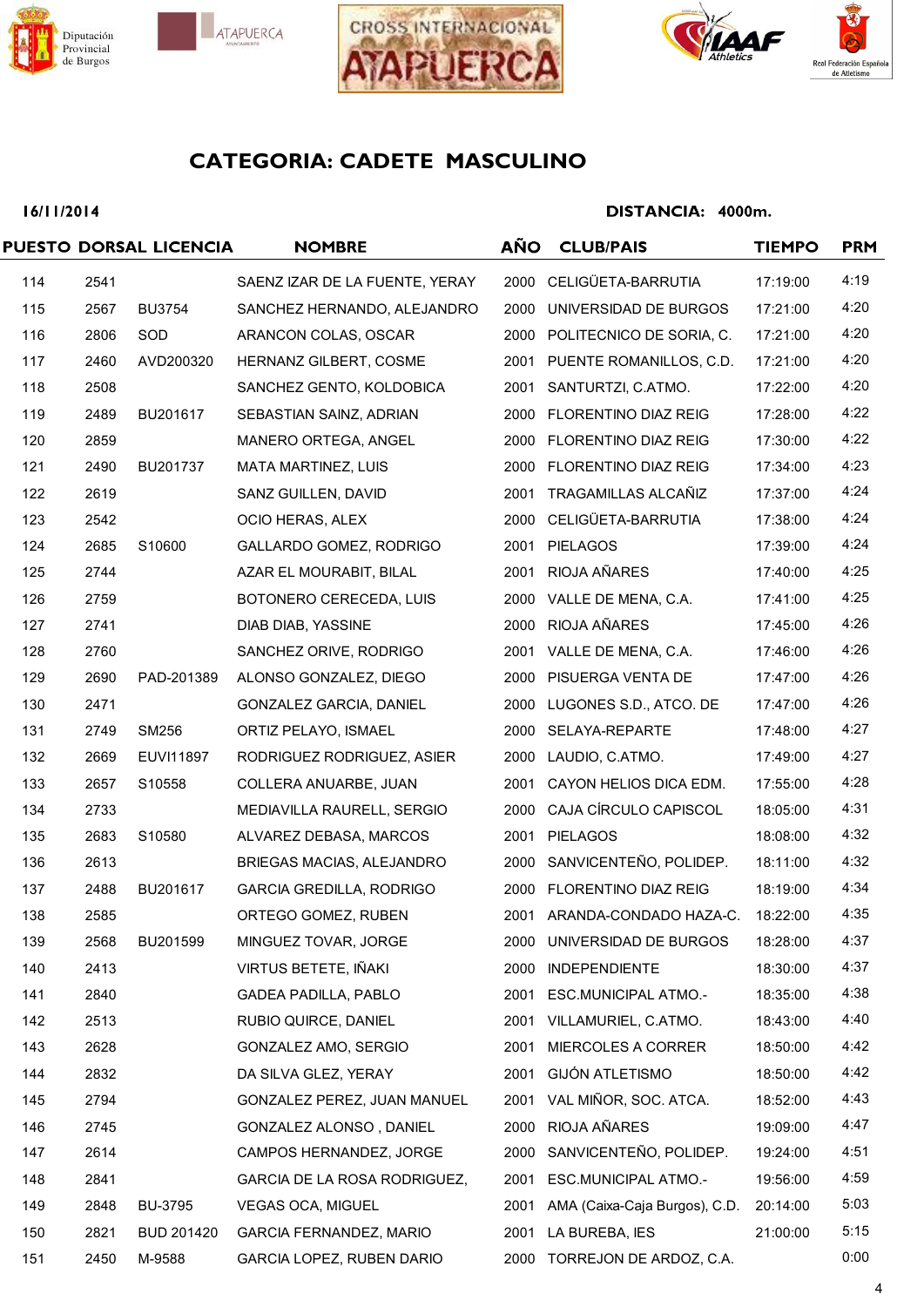## CATEGORIA: CADETE MASCULINO

**16/11/2014** **DISTANCIA: 4000m.**

| PUESTO | DORSAL | LICENCIA | NOMBRE | AÑO | CLUB/PAIS | TIEMPO | PRM |
|---|---|---|---|---|---|---|---|
| 114 | 2541 | | SAENZ IZAR DE LA FUENTE, YERAY | 2000 | CELIGÜETA-BARRUTIA | 17:19:00 | 4:19 |
| 115 | 2567 | BU3754 | SANCHEZ HERNANDO, ALEJANDRO | 2000 | UNIVERSIDAD DE BURGOS | 17:21:00 | 4:20 |
| 116 | 2806 | SOD | ARANCON COLAS, OSCAR | 2000 | POLITECNICO DE SORIA, C. | 17:21:00 | 4:20 |
| 117 | 2460 | AVD200320 | HERNANZ GILBERT, COSME | 2001 | PUENTE ROMANILLOS, C.D. | 17:21:00 | 4:20 |
| 118 | 2508 | | SANCHEZ GENTO, KOLDOBICA | 2001 | SANTURTZI, C.ATMO. | 17:22:00 | 4:20 |
| 119 | 2489 | BU201617 | SEBASTIAN SAINZ, ADRIAN | 2000 | FLORENTINO DIAZ REIG | 17:28:00 | 4:22 |
| 120 | 2859 | | MANERO ORTEGA, ANGEL | 2000 | FLORENTINO DIAZ REIG | 17:30:00 | 4:22 |
| 121 | 2490 | BU201737 | MATA MARTINEZ, LUIS | 2000 | FLORENTINO DIAZ REIG | 17:34:00 | 4:23 |
| 122 | 2619 | | SANZ GUILLEN, DAVID | 2001 | TRAGAMILLAS ALCAÑIZ | 17:37:00 | 4:24 |
| 123 | 2542 | | OCIO HERAS, ALEX | 2000 | CELIGÜETA-BARRUTIA | 17:38:00 | 4:24 |
| 124 | 2685 | S10600 | GALLARDO GOMEZ, RODRIGO | 2001 | PIELAGOS | 17:39:00 | 4:24 |
| 125 | 2744 | | AZAR EL MOURABIT, BILAL | 2001 | RIOJA AÑARES | 17:40:00 | 4:25 |
| 126 | 2759 | | BOTONERO CERECEDA, LUIS | 2000 | VALLE DE MENA, C.A. | 17:41:00 | 4:25 |
| 127 | 2741 | | DIAB DIAB, YASSINE | 2000 | RIOJA AÑARES | 17:45:00 | 4:26 |
| 128 | 2760 | | SANCHEZ ORIVE, RODRIGO | 2001 | VALLE DE MENA, C.A. | 17:46:00 | 4:26 |
| 129 | 2690 | PAD-201389 | ALONSO GONZALEZ, DIEGO | 2000 | PISUERGA VENTA DE | 17:47:00 | 4:26 |
| 130 | 2471 | | GONZALEZ GARCIA, DANIEL | 2000 | LUGONES S.D., ATCO. DE | 17:47:00 | 4:26 |
| 131 | 2749 | SM256 | ORTIZ PELAYO, ISMAEL | 2000 | SELAYA-REPARTE | 17:48:00 | 4:27 |
| 132 | 2669 | EUVI11897 | RODRIGUEZ RODRIGUEZ, ASIER | 2000 | LAUDIO, C.ATMO. | 17:49:00 | 4:27 |
| 133 | 2657 | S10558 | COLLERA ANUARBE, JUAN | 2001 | CAYON HELIOS DICA EDM. | 17:55:00 | 4:28 |
| 134 | 2733 | | MEDIAVILLA RAURELL, SERGIO | 2000 | CAJA CÍRCULO CAPISCOL | 18:05:00 | 4:31 |
| 135 | 2683 | S10580 | ALVAREZ DEBASA, MARCOS | 2001 | PIELAGOS | 18:08:00 | 4:32 |
| 136 | 2613 | | BRIEGAS MACIAS, ALEJANDRO | 2000 | SANVICENTEÑO, POLIDEP. | 18:11:00 | 4:32 |
| 137 | 2488 | BU201617 | GARCIA GREDILLA, RODRIGO | 2000 | FLORENTINO DIAZ REIG | 18:19:00 | 4:34 |
| 138 | 2585 | | ORTEGO GOMEZ, RUBEN | 2001 | ARANDA-CONDADO HAZA-C. | 18:22:00 | 4:35 |
| 139 | 2568 | BU201599 | MINGUEZ TOVAR, JORGE | 2000 | UNIVERSIDAD DE BURGOS | 18:28:00 | 4:37 |
| 140 | 2413 | | VIRTUS BETETE, IÑAKI | 2000 | INDEPENDIENTE | 18:30:00 | 4:37 |
| 141 | 2840 | | GADEA PADILLA, PABLO | 2001 | ESC.MUNICIPAL ATMO.- | 18:35:00 | 4:38 |
| 142 | 2513 | | RUBIO QUIRCE, DANIEL | 2001 | VILLAMURIEL, C.ATMO. | 18:43:00 | 4:40 |
| 143 | 2628 | | GONZALEZ AMO, SERGIO | 2001 | MIERCOLES A CORRER | 18:50:00 | 4:42 |
| 144 | 2832 | | DA SILVA GLEZ, YERAY | 2001 | GIJÓN ATLETISMO | 18:50:00 | 4:42 |
| 145 | 2794 | | GONZALEZ PEREZ, JUAN MANUEL | 2001 | VAL MIÑOR, SOC. ATCA. | 18:52:00 | 4:43 |
| 146 | 2745 | | GONZALEZ ALONSO , DANIEL | 2000 | RIOJA AÑARES | 19:09:00 | 4:47 |
| 147 | 2614 | | CAMPOS HERNANDEZ, JORGE | 2000 | SANVICENTEÑO, POLIDEP. | 19:24:00 | 4:51 |
| 148 | 2841 | | GARCIA DE LA ROSA RODRIGUEZ, | 2001 | ESC.MUNICIPAL ATMO.- | 19:56:00 | 4:59 |
| 149 | 2848 | BU-3795 | VEGAS OCA, MIGUEL | 2001 | AMA (Caixa-Caja Burgos), C.D. | 20:14:00 | 5:03 |
| 150 | 2821 | BUD 201420 | GARCIA FERNANDEZ, MARIO | 2001 | LA BUREBA, IES | 21:00:00 | 5:15 |
| 151 | 2450 | M-9588 | GARCIA LOPEZ, RUBEN DARIO | 2000 | TORREJON DE ARDOZ, C.A. | | 0:00 |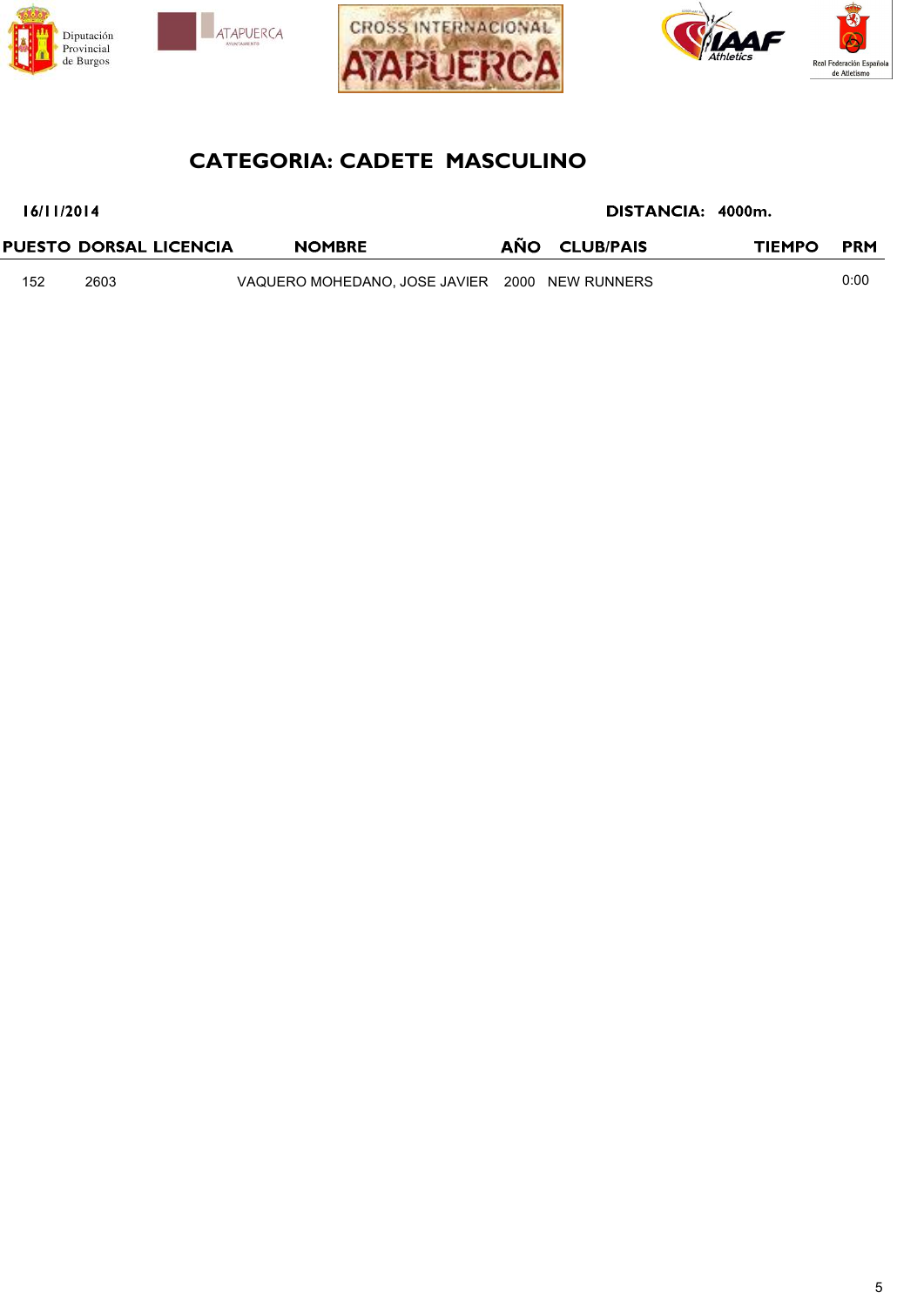## CATEGORIA: CADETE MASCULINO

16/11/2014

DISTANCIA: 4000m.

| PUESTO | DORSAL | LICENCIA | NOMBRE | AÑO | CLUB/PAIS | TIEMPO | PRM |
|---|---|---|---|---|---|---|---|
| 152 | 2603 | | VAQUERO MOHEDANO, JOSE JAVIER | 2000 | NEW RUNNERS | | 0:00 |